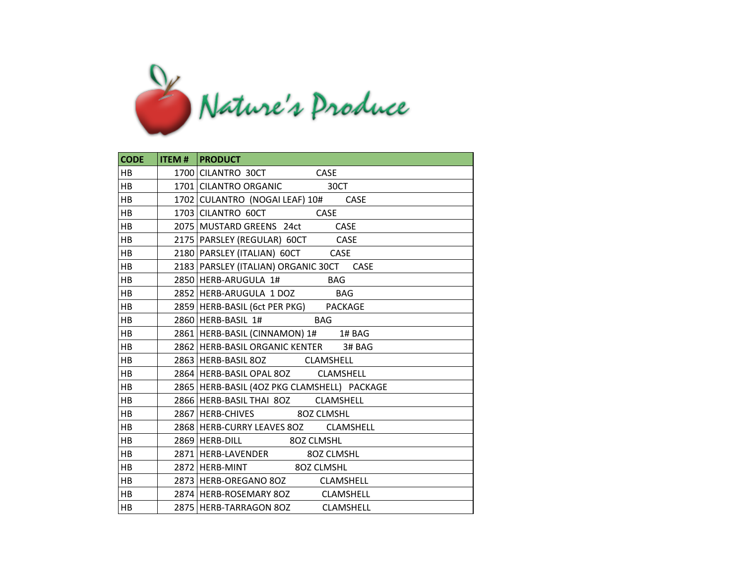# Nature's Produce

| CODE | ITEM # | PRODUCT |
|---|---|---|
| HB | 1700 | CILANTRO 30CT CASE |
| HB | 1701 | CILANTRO ORGANIC 30CT |
| HB | 1702 | CULANTRO (NOGAI LEAF) 10# CASE |
| HB | 1703 | CILANTRO 60CT CASE |
| HB | 2075 | MUSTARD GREENS 24ct CASE |
| HB | 2175 | PARSLEY (REGULAR) 60CT CASE |
| HB | 2180 | PARSLEY (ITALIAN) 60CT CASE |
| HB | 2183 | PARSLEY (ITALIAN) ORGANIC 30CT CASE |
| HB | 2850 | HERB-ARUGULA 1# BAG |
| HB | 2852 | HERB-ARUGULA 1 DOZ BAG |
| HB | 2859 | HERB-BASIL (6ct PER PKG) PACKAGE |
| HB | 2860 | HERB-BASIL 1# BAG |
| HB | 2861 | HERB-BASIL (CINNAMON) 1# 1# BAG |
| HB | 2862 | HERB-BASIL ORGANIC KENTER 3# BAG |
| HB | 2863 | HERB-BASIL 8OZ CLAMSHELL |
| HB | 2864 | HERB-BASIL OPAL 8OZ CLAMSHELL |
| HB | 2865 | HERB-BASIL (4OZ PKG CLAMSHELL) PACKAGE |
| HB | 2866 | HERB-BASIL THAI 8OZ CLAMSHELL |
| HB | 2867 | HERB-CHIVES 8OZ CLMSHL |
| HB | 2868 | HERB-CURRY LEAVES 8OZ CLAMSHELL |
| HB | 2869 | HERB-DILL 8OZ CLMSHL |
| HB | 2871 | HERB-LAVENDER 8OZ CLMSHL |
| HB | 2872 | HERB-MINT 8OZ CLMSHL |
| HB | 2873 | HERB-OREGANO 8OZ CLAMSHELL |
| HB | 2874 | HERB-ROSEMARY 8OZ CLAMSHELL |
| HB | 2875 | HERB-TARRAGON 8OZ CLAMSHELL |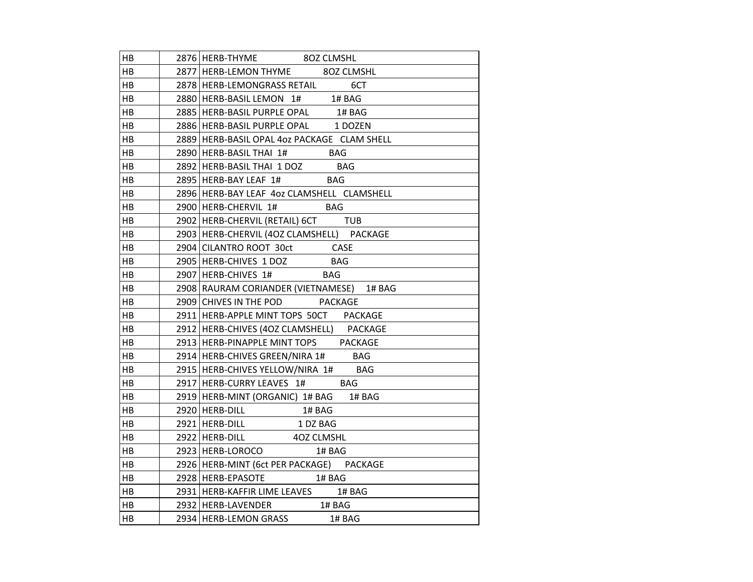| | | |
|---|---|---|
| HB | 2876 | HERB-THYME 8OZ CLMSHL |
| HB | 2877 | HERB-LEMON THYME 8OZ CLMSHL |
| HB | 2878 | HERB-LEMONGRASS RETAIL 6CT |
| HB | 2880 | HERB-BASIL LEMON 1# 1# BAG |
| HB | 2885 | HERB-BASIL PURPLE OPAL 1# BAG |
| HB | 2886 | HERB-BASIL PURPLE OPAL 1 DOZEN |
| HB | 2889 | HERB-BASIL OPAL 4oz PACKAGE CLAM SHELL |
| HB | 2890 | HERB-BASIL THAI 1# BAG |
| HB | 2892 | HERB-BASIL THAI 1 DOZ BAG |
| HB | 2895 | HERB-BAY LEAF 1# BAG |
| HB | 2896 | HERB-BAY LEAF 4oz CLAMSHELL CLAMSHELL |
| HB | 2900 | HERB-CHERVIL 1# BAG |
| HB | 2902 | HERB-CHERVIL (RETAIL) 6CT TUB |
| HB | 2903 | HERB-CHERVIL (4OZ CLAMSHELL) PACKAGE |
| HB | 2904 | CILANTRO ROOT 30ct CASE |
| HB | 2905 | HERB-CHIVES 1 DOZ BAG |
| HB | 2907 | HERB-CHIVES 1# BAG |
| HB | 2908 | RAURAM CORIANDER (VIETNAMESE) 1# BAG |
| HB | 2909 | CHIVES IN THE POD PACKAGE |
| HB | 2911 | HERB-APPLE MINT TOPS 50CT PACKAGE |
| HB | 2912 | HERB-CHIVES (4OZ CLAMSHELL) PACKAGE |
| HB | 2913 | HERB-PINAPPLE MINT TOPS PACKAGE |
| HB | 2914 | HERB-CHIVES GREEN/NIRA 1# BAG |
| HB | 2915 | HERB-CHIVES YELLOW/NIRA 1# BAG |
| HB | 2917 | HERB-CURRY LEAVES 1# BAG |
| HB | 2919 | HERB-MINT (ORGANIC) 1# BAG 1# BAG |
| HB | 2920 | HERB-DILL 1# BAG |
| HB | 2921 | HERB-DILL 1 DZ BAG |
| HB | 2922 | HERB-DILL 4OZ CLMSHL |
| HB | 2923 | HERB-LOROCO 1# BAG |
| HB | 2926 | HERB-MINT (6ct PER PACKAGE) PACKAGE |
| HB | 2928 | HERB-EPASOTE 1# BAG |
| HB | 2931 | HERB-KAFFIR LIME LEAVES 1# BAG |
| HB | 2932 | HERB-LAVENDER 1# BAG |
| HB | 2934 | HERB-LEMON GRASS 1# BAG |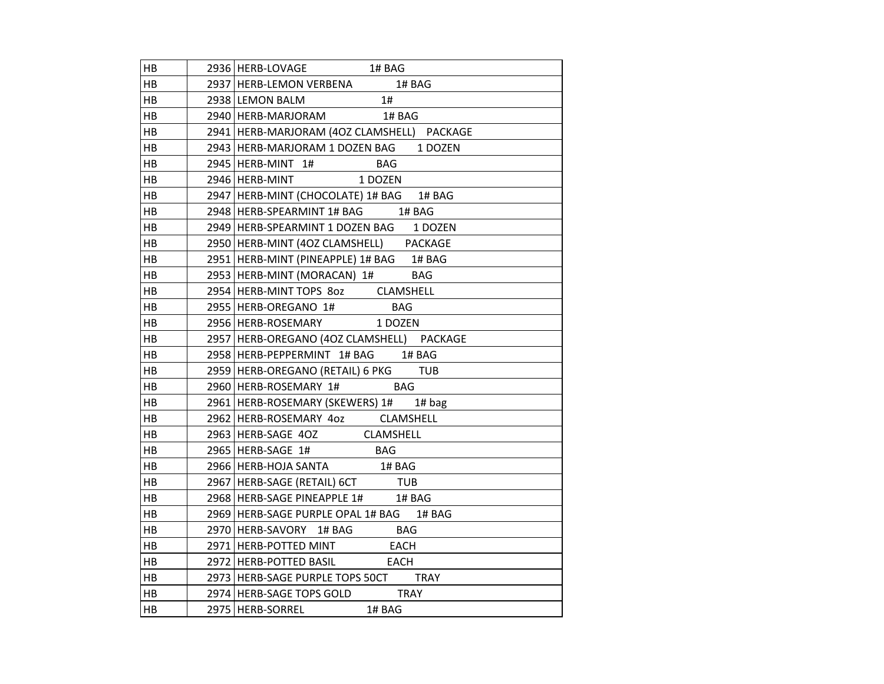| | | |
|---|---|---|
| HB | 2936 | HERB-LOVAGE 1# BAG |
| HB | 2937 | HERB-LEMON VERBENA 1# BAG |
| HB | 2938 | LEMON BALM 1# |
| HB | 2940 | HERB-MARJORAM 1# BAG |
| HB | 2941 | HERB-MARJORAM (4OZ CLAMSHELL) PACKAGE |
| HB | 2943 | HERB-MARJORAM 1 DOZEN BAG 1 DOZEN |
| HB | 2945 | HERB-MINT 1# BAG |
| HB | 2946 | HERB-MINT 1 DOZEN |
| HB | 2947 | HERB-MINT (CHOCOLATE) 1# BAG 1# BAG |
| HB | 2948 | HERB-SPEARMINT 1# BAG 1# BAG |
| HB | 2949 | HERB-SPEARMINT 1 DOZEN BAG 1 DOZEN |
| HB | 2950 | HERB-MINT (4OZ CLAMSHELL) PACKAGE |
| HB | 2951 | HERB-MINT (PINEAPPLE) 1# BAG 1# BAG |
| HB | 2953 | HERB-MINT (MORACAN) 1# BAG |
| HB | 2954 | HERB-MINT TOPS 8oz CLAMSHELL |
| HB | 2955 | HERB-OREGANO 1# BAG |
| HB | 2956 | HERB-ROSEMARY 1 DOZEN |
| HB | 2957 | HERB-OREGANO (4OZ CLAMSHELL) PACKAGE |
| HB | 2958 | HERB-PEPPERMINT 1# BAG 1# BAG |
| HB | 2959 | HERB-OREGANO (RETAIL) 6 PKG TUB |
| HB | 2960 | HERB-ROSEMARY 1# BAG |
| HB | 2961 | HERB-ROSEMARY (SKEWERS) 1# 1# bag |
| HB | 2962 | HERB-ROSEMARY 4oz CLAMSHELL |
| HB | 2963 | HERB-SAGE 4OZ CLAMSHELL |
| HB | 2965 | HERB-SAGE 1# BAG |
| HB | 2966 | HERB-HOJA SANTA 1# BAG |
| HB | 2967 | HERB-SAGE (RETAIL) 6CT TUB |
| HB | 2968 | HERB-SAGE PINEAPPLE 1# 1# BAG |
| HB | 2969 | HERB-SAGE PURPLE OPAL 1# BAG 1# BAG |
| HB | 2970 | HERB-SAVORY 1# BAG BAG |
| HB | 2971 | HERB-POTTED MINT EACH |
| HB | 2972 | HERB-POTTED BASIL EACH |
| HB | 2973 | HERB-SAGE PURPLE TOPS 50CT TRAY |
| HB | 2974 | HERB-SAGE TOPS GOLD TRAY |
| HB | 2975 | HERB-SORREL 1# BAG |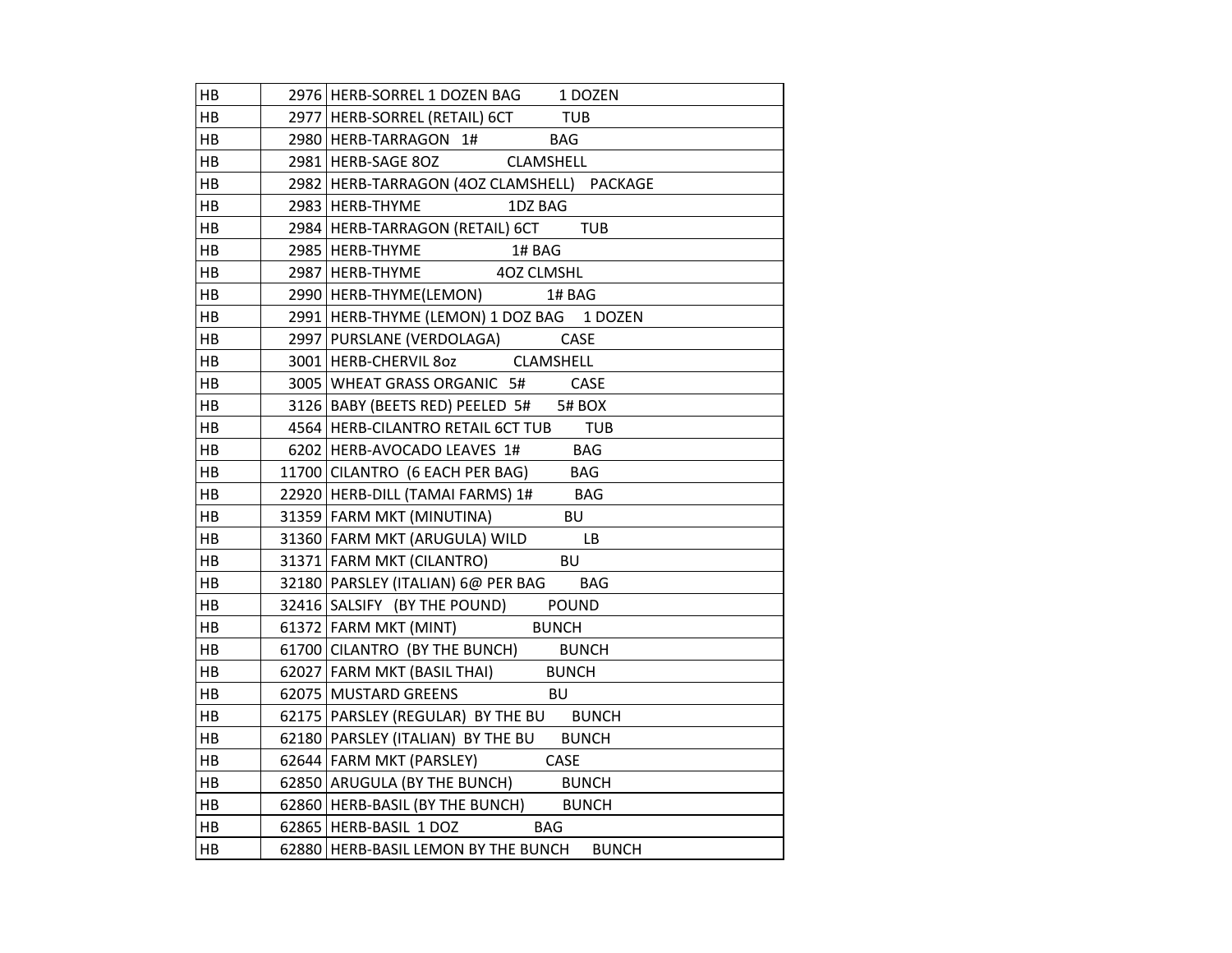| | | |
|---|---|---|
| HB | 2976 | HERB-SORREL 1 DOZEN BAG 1 DOZEN |
| HB | 2977 | HERB-SORREL (RETAIL) 6CT TUB |
| HB | 2980 | HERB-TARRAGON 1# BAG |
| HB | 2981 | HERB-SAGE 8OZ CLAMSHELL |
| HB | 2982 | HERB-TARRAGON (4OZ CLAMSHELL) PACKAGE |
| HB | 2983 | HERB-THYME 1DZ BAG |
| HB | 2984 | HERB-TARRAGON (RETAIL) 6CT TUB |
| HB | 2985 | HERB-THYME 1# BAG |
| HB | 2987 | HERB-THYME 4OZ CLMSHL |
| HB | 2990 | HERB-THYME(LEMON) 1# BAG |
| HB | 2991 | HERB-THYME (LEMON) 1 DOZ BAG 1 DOZEN |
| HB | 2997 | PURSLANE (VERDOLAGA) CASE |
| HB | 3001 | HERB-CHERVIL 8oz CLAMSHELL |
| HB | 3005 | WHEAT GRASS ORGANIC 5# CASE |
| HB | 3126 | BABY (BEETS RED) PEELED 5# 5# BOX |
| HB | 4564 | HERB-CILANTRO RETAIL 6CT TUB TUB |
| HB | 6202 | HERB-AVOCADO LEAVES 1# BAG |
| HB | 11700 | CILANTRO (6 EACH PER BAG) BAG |
| HB | 22920 | HERB-DILL (TAMAI FARMS) 1# BAG |
| HB | 31359 | FARM MKT (MINUTINA) BU |
| HB | 31360 | FARM MKT (ARUGULA) WILD LB |
| HB | 31371 | FARM MKT (CILANTRO) BU |
| HB | 32180 | PARSLEY (ITALIAN) 6@ PER BAG BAG |
| HB | 32416 | SALSIFY (BY THE POUND) POUND |
| HB | 61372 | FARM MKT (MINT) BUNCH |
| HB | 61700 | CILANTRO (BY THE BUNCH) BUNCH |
| HB | 62027 | FARM MKT (BASIL THAI) BUNCH |
| HB | 62075 | MUSTARD GREENS BU |
| HB | 62175 | PARSLEY (REGULAR) BY THE BU BUNCH |
| HB | 62180 | PARSLEY (ITALIAN) BY THE BU BUNCH |
| HB | 62644 | FARM MKT (PARSLEY) CASE |
| HB | 62850 | ARUGULA (BY THE BUNCH) BUNCH |
| HB | 62860 | HERB-BASIL (BY THE BUNCH) BUNCH |
| HB | 62865 | HERB-BASIL 1 DOZ BAG |
| HB | 62880 | HERB-BASIL LEMON BY THE BUNCH BUNCH |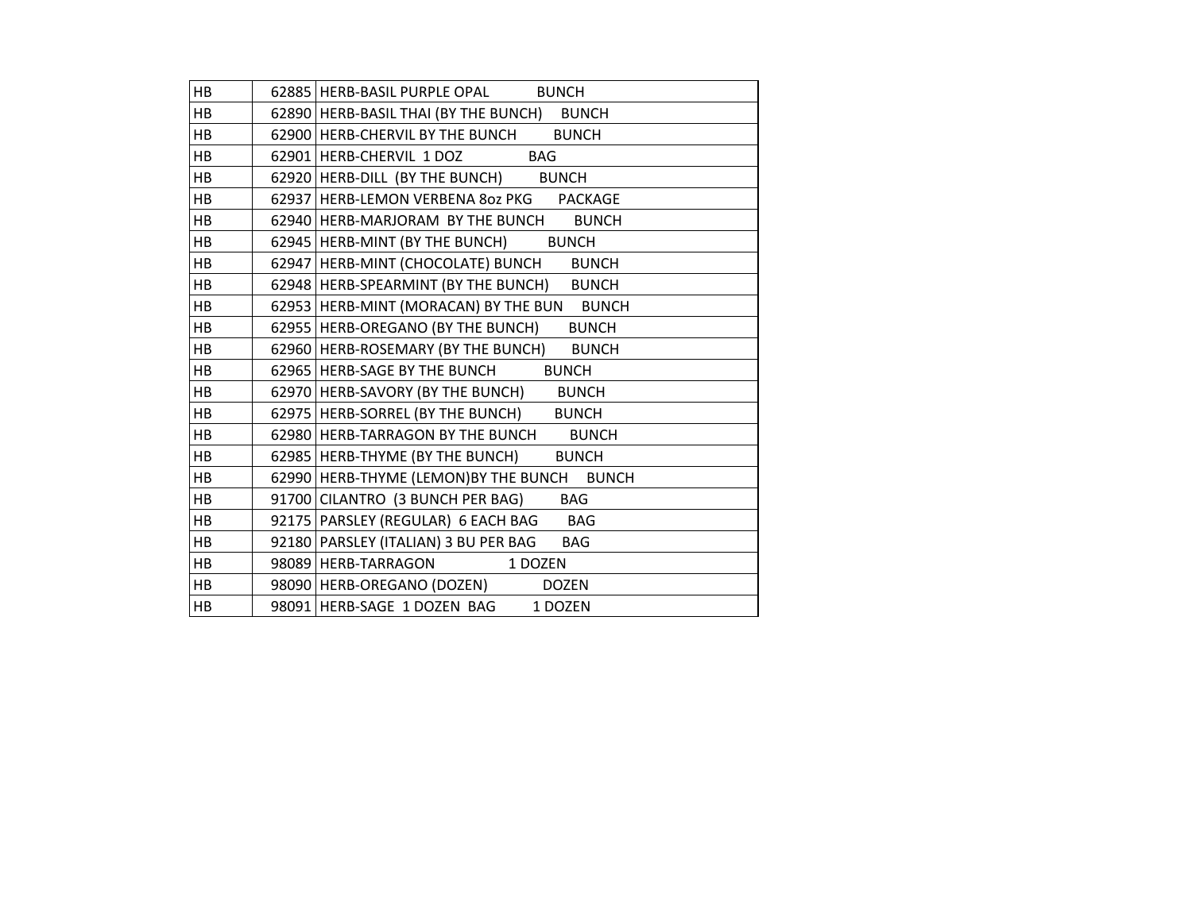| | | |
|---|---|---|
| HB | 62885 | HERB-BASIL PURPLE OPAL BUNCH |
| HB | 62890 | HERB-BASIL THAI (BY THE BUNCH) BUNCH |
| HB | 62900 | HERB-CHERVIL BY THE BUNCH BUNCH |
| HB | 62901 | HERB-CHERVIL 1 DOZ BAG |
| HB | 62920 | HERB-DILL (BY THE BUNCH) BUNCH |
| HB | 62937 | HERB-LEMON VERBENA 8oz PKG PACKAGE |
| HB | 62940 | HERB-MARJORAM BY THE BUNCH BUNCH |
| HB | 62945 | HERB-MINT (BY THE BUNCH) BUNCH |
| HB | 62947 | HERB-MINT (CHOCOLATE) BUNCH BUNCH |
| HB | 62948 | HERB-SPEARMINT (BY THE BUNCH) BUNCH |
| HB | 62953 | HERB-MINT (MORACAN) BY THE BUN BUNCH |
| HB | 62955 | HERB-OREGANO (BY THE BUNCH) BUNCH |
| HB | 62960 | HERB-ROSEMARY (BY THE BUNCH) BUNCH |
| HB | 62965 | HERB-SAGE BY THE BUNCH BUNCH |
| HB | 62970 | HERB-SAVORY (BY THE BUNCH) BUNCH |
| HB | 62975 | HERB-SORREL (BY THE BUNCH) BUNCH |
| HB | 62980 | HERB-TARRAGON BY THE BUNCH BUNCH |
| HB | 62985 | HERB-THYME (BY THE BUNCH) BUNCH |
| HB | 62990 | HERB-THYME (LEMON)BY THE BUNCH BUNCH |
| HB | 91700 | CILANTRO (3 BUNCH PER BAG) BAG |
| HB | 92175 | PARSLEY (REGULAR) 6 EACH BAG BAG |
| HB | 92180 | PARSLEY (ITALIAN) 3 BU PER BAG BAG |
| HB | 98089 | HERB-TARRAGON 1 DOZEN |
| HB | 98090 | HERB-OREGANO (DOZEN) DOZEN |
| HB | 98091 | HERB-SAGE 1 DOZEN BAG 1 DOZEN |